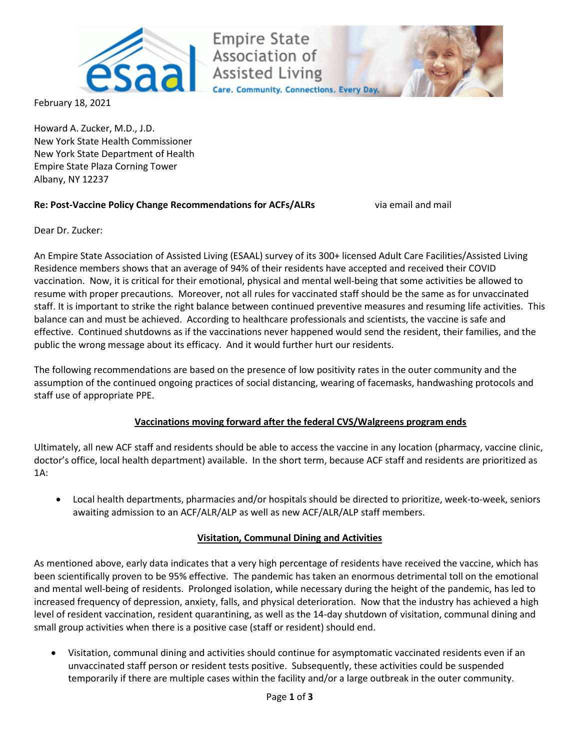Empire State Association of Assisted Living

Care. Community. Connections. Every Day.

February 18, 2021

Howard A. Zucker, M.D., J.D.
New York State Health Commissioner
New York State Department of Health
Empire State Plaza Corning Tower
Albany, NY 12237

**Re: Post-Vaccine Policy Change Recommendations for ACFs/ALRs** via email and mail

Dear Dr. Zucker:

An Empire State Association of Assisted Living (ESAAL) survey of its 300+ licensed Adult Care Facilities/Assisted Living Residence members shows that an average of 94% of their residents have accepted and received their COVID vaccination. Now, it is critical for their emotional, physical and mental well-being that some activities be allowed to resume with proper precautions. Moreover, not all rules for vaccinated staff should be the same as for unvaccinated staff. It is important to strike the right balance between continued preventive measures and resuming life activities. This balance can and must be achieved. According to healthcare professionals and scientists, the vaccine is safe and effective. Continued shutdowns as if the vaccinations never happened would send the resident, their families, and the public the wrong message about its efficacy. And it would further hurt our residents.

The following recommendations are based on the presence of low positivity rates in the outer community and the assumption of the continued ongoing practices of social distancing, wearing of facemasks, handwashing protocols and staff use of appropriate PPE.

## Vaccinations moving forward after the federal CVS/Walgreens program ends

Ultimately, all new ACF staff and residents should be able to access the vaccine in any location (pharmacy, vaccine clinic, doctor's office, local health department) available. In the short term, because ACF staff and residents are prioritized as 1A:

- Local health departments, pharmacies and/or hospitals should be directed to prioritize, week-to-week, seniors awaiting admission to an ACF/ALR/ALP as well as new ACF/ALR/ALP staff members.

## Visitation, Communal Dining and Activities

As mentioned above, early data indicates that a very high percentage of residents have received the vaccine, which has been scientifically proven to be 95% effective. The pandemic has taken an enormous detrimental toll on the emotional and mental well-being of residents. Prolonged isolation, while necessary during the height of the pandemic, has led to increased frequency of depression, anxiety, falls, and physical deterioration. Now that the industry has achieved a high level of resident vaccination, resident quarantining, as well as the 14-day shutdown of visitation, communal dining and small group activities when there is a positive case (staff or resident) should end.

- Visitation, communal dining and activities should continue for asymptomatic vaccinated residents even if an unvaccinated staff person or resident tests positive. Subsequently, these activities could be suspended temporarily if there are multiple cases within the facility and/or a large outbreak in the outer community.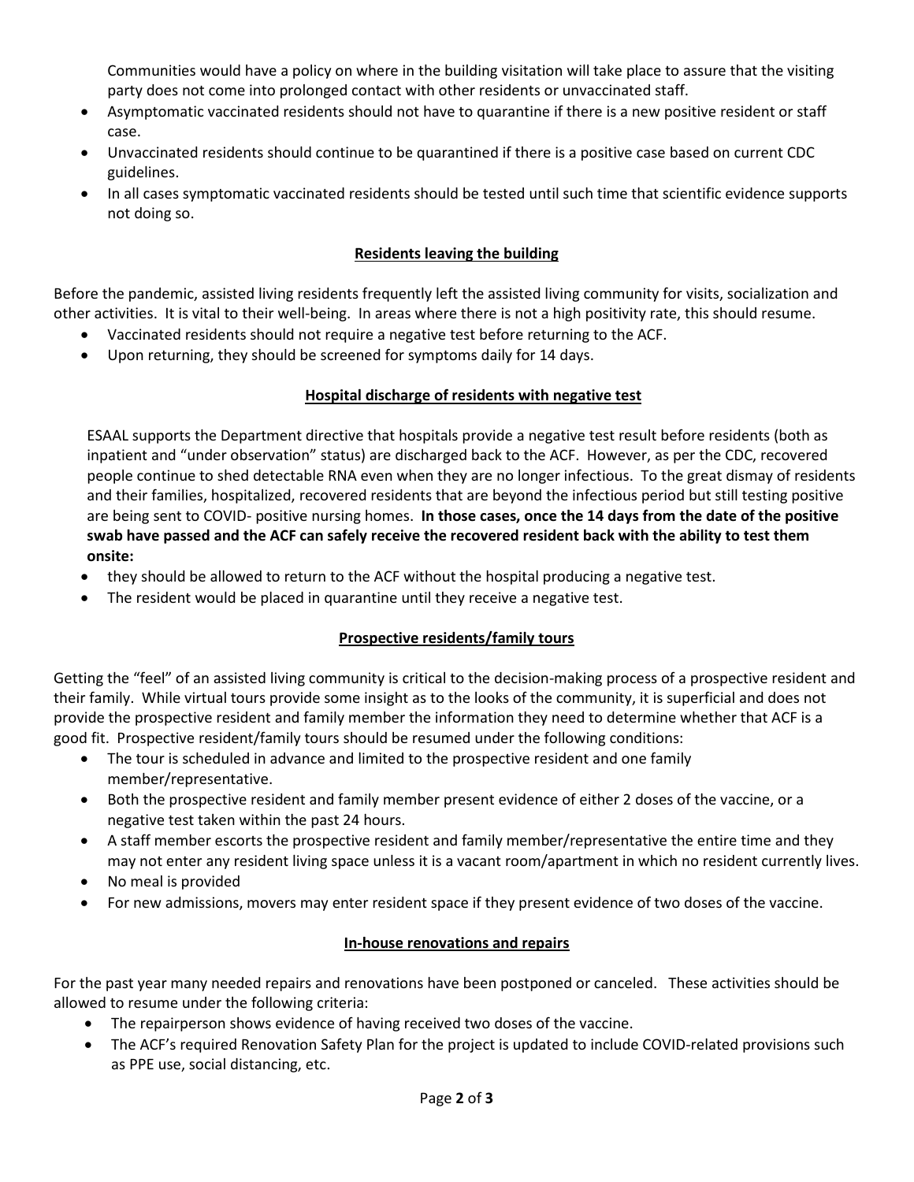Communities would have a policy on where in the building visitation will take place to assure that the visiting party does not come into prolonged contact with other residents or unvaccinated staff.

- Asymptomatic vaccinated residents should not have to quarantine if there is a new positive resident or staff case.
- Unvaccinated residents should continue to be quarantined if there is a positive case based on current CDC guidelines.
- In all cases symptomatic vaccinated residents should be tested until such time that scientific evidence supports not doing so.

## Residents leaving the building

Before the pandemic, assisted living residents frequently left the assisted living community for visits, socialization and other activities. It is vital to their well-being. In areas where there is not a high positivity rate, this should resume.

- Vaccinated residents should not require a negative test before returning to the ACF.
- Upon returning, they should be screened for symptoms daily for 14 days.

## Hospital discharge of residents with negative test

ESAAL supports the Department directive that hospitals provide a negative test result before residents (both as inpatient and "under observation" status) are discharged back to the ACF. However, as per the CDC, recovered people continue to shed detectable RNA even when they are no longer infectious. To the great dismay of residents and their families, hospitalized, recovered residents that are beyond the infectious period but still testing positive are being sent to COVID- positive nursing homes. **In those cases, once the 14 days from the date of the positive swab have passed and the ACF can safely receive the recovered resident back with the ability to test them onsite:**

- they should be allowed to return to the ACF without the hospital producing a negative test.
- The resident would be placed in quarantine until they receive a negative test.

## Prospective residents/family tours

Getting the "feel" of an assisted living community is critical to the decision-making process of a prospective resident and their family. While virtual tours provide some insight as to the looks of the community, it is superficial and does not provide the prospective resident and family member the information they need to determine whether that ACF is a good fit. Prospective resident/family tours should be resumed under the following conditions:

- The tour is scheduled in advance and limited to the prospective resident and one family member/representative.
- Both the prospective resident and family member present evidence of either 2 doses of the vaccine, or a negative test taken within the past 24 hours.
- A staff member escorts the prospective resident and family member/representative the entire time and they may not enter any resident living space unless it is a vacant room/apartment in which no resident currently lives.
- No meal is provided
- For new admissions, movers may enter resident space if they present evidence of two doses of the vaccine.

## In-house renovations and repairs

For the past year many needed repairs and renovations have been postponed or canceled. These activities should be allowed to resume under the following criteria:

- The repairperson shows evidence of having received two doses of the vaccine.
- The ACF's required Renovation Safety Plan for the project is updated to include COVID-related provisions such as PPE use, social distancing, etc.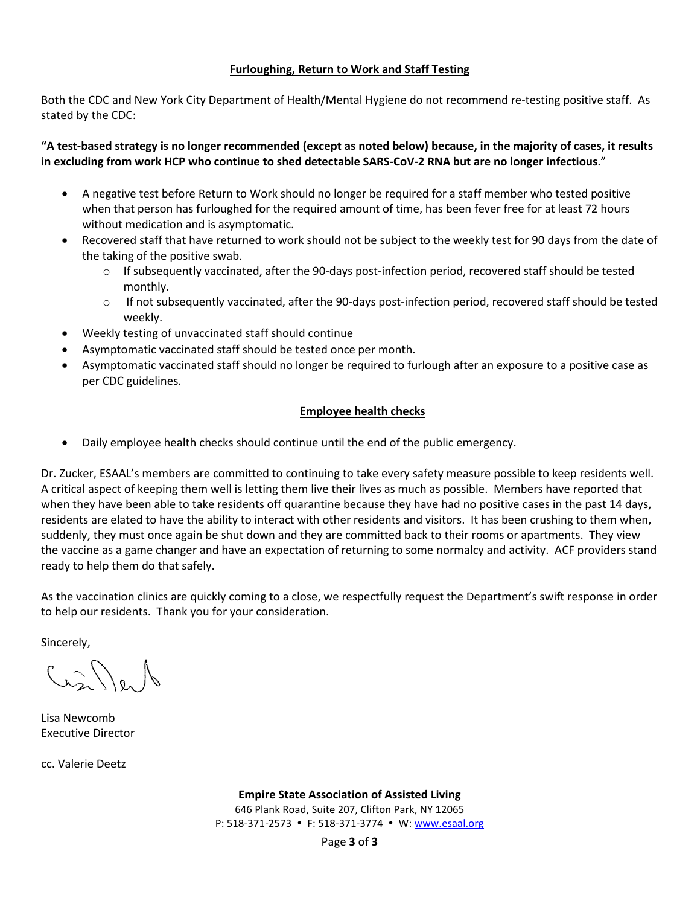## Furloughing, Return to Work and Staff Testing

Both the CDC and New York City Department of Health/Mental Hygiene do not recommend re-testing positive staff. As stated by the CDC:

**"A test-based strategy is no longer recommended (except as noted below) because, in the majority of cases, it results in excluding from work HCP who continue to shed detectable SARS-CoV-2 RNA but are no longer infectious**."

- A negative test before Return to Work should no longer be required for a staff member who tested positive when that person has furloughed for the required amount of time, has been fever free for at least 72 hours without medication and is asymptomatic.
- Recovered staff that have returned to work should not be subject to the weekly test for 90 days from the date of the taking of the positive swab.
  - If subsequently vaccinated, after the 90-days post-infection period, recovered staff should be tested monthly.
  - If not subsequently vaccinated, after the 90-days post-infection period, recovered staff should be tested weekly.
- Weekly testing of unvaccinated staff should continue
- Asymptomatic vaccinated staff should be tested once per month.
- Asymptomatic vaccinated staff should no longer be required to furlough after an exposure to a positive case as per CDC guidelines.

## Employee health checks

- Daily employee health checks should continue until the end of the public emergency.

Dr. Zucker, ESAAL's members are committed to continuing to take every safety measure possible to keep residents well. A critical aspect of keeping them well is letting them live their lives as much as possible. Members have reported that when they have been able to take residents off quarantine because they have had no positive cases in the past 14 days, residents are elated to have the ability to interact with other residents and visitors. It has been crushing to them when, suddenly, they must once again be shut down and they are committed back to their rooms or apartments. They view the vaccine as a game changer and have an expectation of returning to some normalcy and activity. ACF providers stand ready to help them do that safely.

As the vaccination clinics are quickly coming to a close, we respectfully request the Department's swift response in order to help our residents. Thank you for your consideration.

Sincerely,

Lisa Newcomb
Executive Director

cc. Valerie Deetz

**Empire State Association of Assisted Living**
646 Plank Road, Suite 207, Clifton Park, NY 12065
P: 518-371-2573 • F: 518-371-3774 • W: www.esaal.org